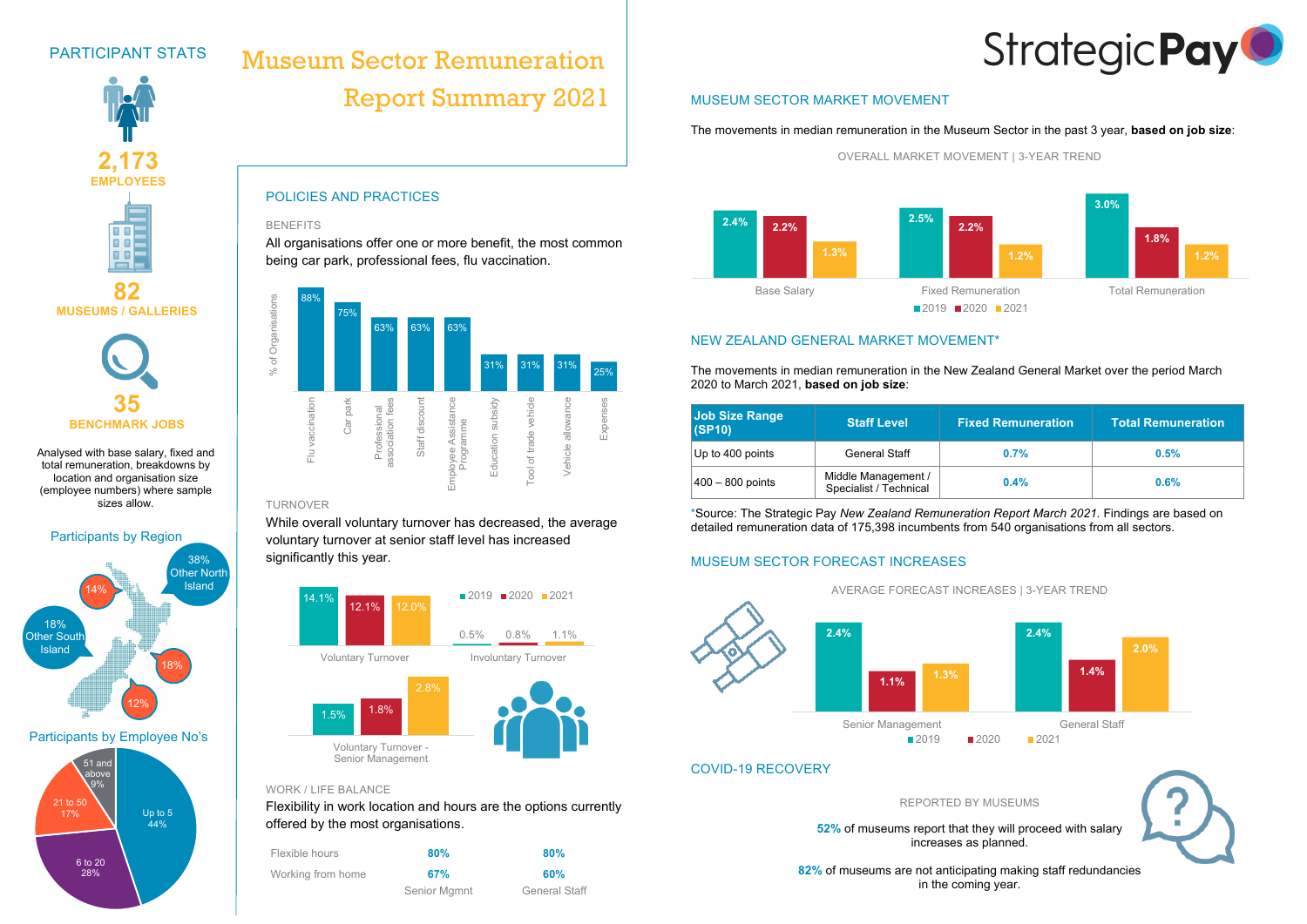# Museum Sector Remuneration Report Summary 2021

StrategicPay

## PARTICIPANT STATS

**2,173**
EMPLOYEES

**82**
MUSEUMS / GALLERIES

**35**
BENCHMARK JOBS

Analysed with base salary, fixed and total remuneration, breakdowns by location and organisation size (employee numbers) where sample sizes allow.

### Participants by Region

- 38% Other North Island
- 14%
- 18% Other South Island
- 18%
- 12%

### Participants by Employee No's

- Up to 5: 44%
- 6 to 20: 28%
- 21 to 50: 17%
- 51 and above: 9%

## POLICIES AND PRACTICES

### BENEFITS

All organisations offer one or more benefit, the most common being car park, professional fees, flu vaccination.

| Benefit | % of Organisations |
|---|---|
| Flu vaccination | 88% |
| Car park | 75% |
| Professional association fees | 63% |
| Staff discount | 63% |
| Employee Assistance Programme | 63% |
| Education subsidy | 31% |
| Tool of trade vehicle | 31% |
| Vehicle allowance | 31% |
| Expenses | 25% |

### TURNOVER

While overall voluntary turnover has decreased, the average voluntary turnover at senior staff level has increased significantly this year.

| | 2019 | 2020 | 2021 |
|---|---|---|---|
| Voluntary Turnover | 14.1% | 12.1% | 12.0% |
| Involuntary Turnover | 0.5% | 0.8% | 1.1% |
| Voluntary Turnover - Senior Management | 1.5% | 1.8% | 2.8% |

### WORK / LIFE BALANCE

Flexibility in work location and hours are the options currently offered by the most organisations.

| | Senior Mgmnt | General Staff |
|---|---|---|
| Flexible hours | 80% | 80% |
| Working from home | 67% | 60% |

## MUSEUM SECTOR MARKET MOVEMENT

The movements in median remuneration in the Museum Sector in the past 3 year, **based on job size**:

OVERALL MARKET MOVEMENT | 3-YEAR TREND

| | 2019 | 2020 | 2021 |
|---|---|---|---|
| Base Salary | 2.4% | 2.2% | 1.3% |
| Fixed Remuneration | 2.5% | 2.2% | 1.2% |
| Total Remuneration | 3.0% | 1.8% | 1.2% |

## NEW ZEALAND GENERAL MARKET MOVEMENT*

The movements in median remuneration in the New Zealand General Market over the period March 2020 to March 2021, **based on job size**:

| Job Size Range (SP10) | Staff Level | Fixed Remuneration | Total Remuneration |
|---|---|---|---|
| Up to 400 points | General Staff | 0.7% | 0.5% |
| 400 – 800 points | Middle Management / Specialist / Technical | 0.4% | 0.6% |

*Source: The Strategic Pay *New Zealand Remuneration Report March 2021.* Findings are based on detailed remuneration data of 175,398 incumbents from 540 organisations from all sectors.

## MUSEUM SECTOR FORECAST INCREASES

AVERAGE FORECAST INCREASES | 3-YEAR TREND

| | 2019 | 2020 | 2021 |
|---|---|---|---|
| Senior Management | 2.4% | 1.1% | 1.3% |
| General Staff | 2.4% | 1.4% | 2.0% |

## COVID-19 RECOVERY

REPORTED BY MUSEUMS

**52%** of museums report that they will proceed with salary increases as planned.

**82%** of museums are not anticipating making staff redundancies in the coming year.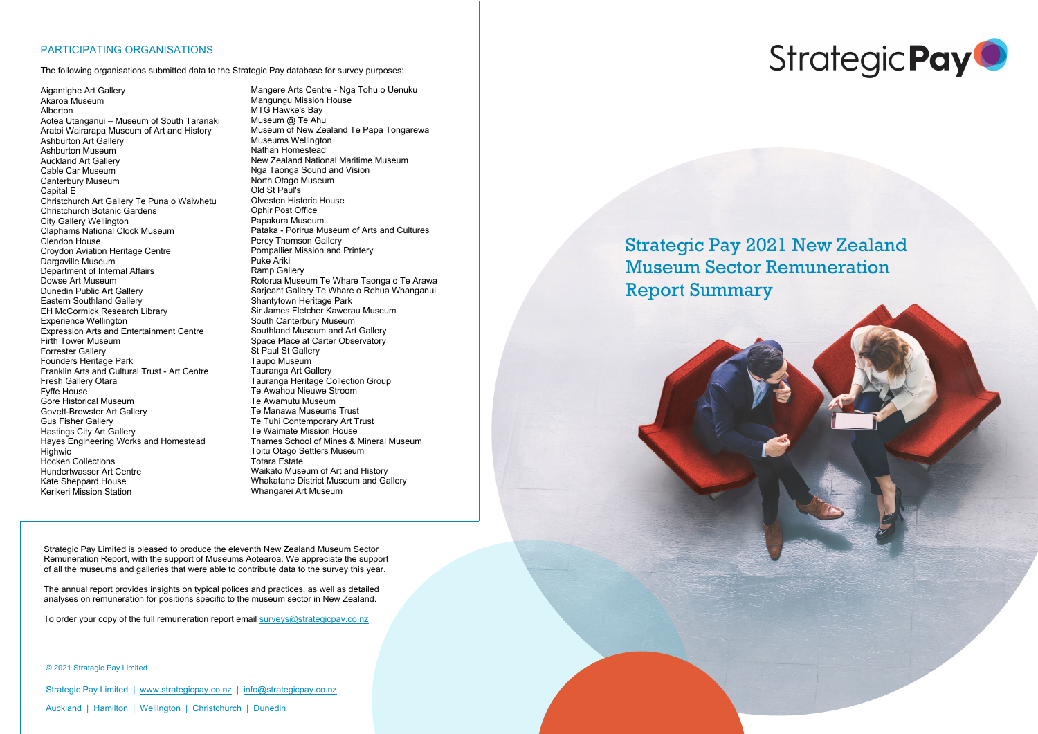## PARTICIPATING ORGANISATIONS

The following organisations submitted data to the Strategic Pay database for survey purposes:

Aigantighe Art Gallery
Akaroa Museum
Alberton
Aotea Utanganui – Museum of South Taranaki
Aratoi Wairarapa Museum of Art and History
Ashburton Art Gallery
Ashburton Museum
Auckland Art Gallery
Cable Car Museum
Canterbury Museum
Capital E
Christchurch Art Gallery Te Puna o Waiwhetu
Christchurch Botanic Gardens
City Gallery Wellington
Claphams National Clock Museum
Clendon House
Croydon Aviation Heritage Centre
Dargaville Museum
Department of Internal Affairs
Dowse Art Museum
Dunedin Public Art Gallery
Eastern Southland Gallery
EH McCormick Research Library
Experience Wellington
Expression Arts and Entertainment Centre
Firth Tower Museum
Forrester Gallery
Founders Heritage Park
Franklin Arts and Cultural Trust - Art Centre
Fresh Gallery Otara
Fyffe House
Gore Historical Museum
Govett-Brewster Art Gallery
Gus Fisher Gallery
Hastings City Art Gallery
Hayes Engineering Works and Homestead
Highwic
Hocken Collections
Hundertwasser Art Centre
Kate Sheppard House
Kerikeri Mission Station
Mangere Arts Centre - Nga Tohu o Uenuku
Mangungu Mission House
MTG Hawke's Bay
Museum @ Te Ahu
Museum of New Zealand Te Papa Tongarewa
Museums Wellington
Nathan Homestead
New Zealand National Maritime Museum
Nga Taonga Sound and Vision
North Otago Museum
Old St Paul's
Olveston Historic House
Ophir Post Office
Papakura Museum
Pataka - Porirua Museum of Arts and Cultures
Percy Thomson Gallery
Pompallier Mission and Printery
Puke Ariki
Ramp Gallery
Rotorua Museum Te Whare Taonga o Te Arawa
Sarjeant Gallery Te Whare o Rehua Whanganui
Shantytown Heritage Park
Sir James Fletcher Kawerau Museum
South Canterbury Museum
Southland Museum and Art Gallery
Space Place at Carter Observatory
St Paul St Gallery
Taupo Museum
Tauranga Art Gallery
Tauranga Heritage Collection Group
Te Awahou Nieuwe Stroom
Te Awamutu Museum
Te Manawa Museums Trust
Te Tuhi Contemporary Art Trust
Te Waimate Mission House
Thames School of Mines & Mineral Museum
Toitu Otago Settlers Museum
Totara Estate
Waikato Museum of Art and History
Whakatane District Museum and Gallery
Whangarei Art Museum

Strategic Pay Limited is pleased to produce the eleventh New Zealand Museum Sector Remuneration Report, with the support of Museums Aotearoa. We appreciate the support of all the museums and galleries that were able to contribute data to the survey this year.

The annual report provides insights on typical polices and practices, as well as detailed analyses on remuneration for positions specific to the museum sector in New Zealand.

To order your copy of the full remuneration report email surveys@strategicpay.co.nz

© 2021 Strategic Pay Limited

Strategic Pay Limited | www.strategicpay.co.nz | info@strategicpay.co.nz

Auckland | Hamilton | Wellington | Christchurch | Dunedin

StrategicPay

# Strategic Pay 2021 New Zealand Museum Sector Remuneration Report Summary